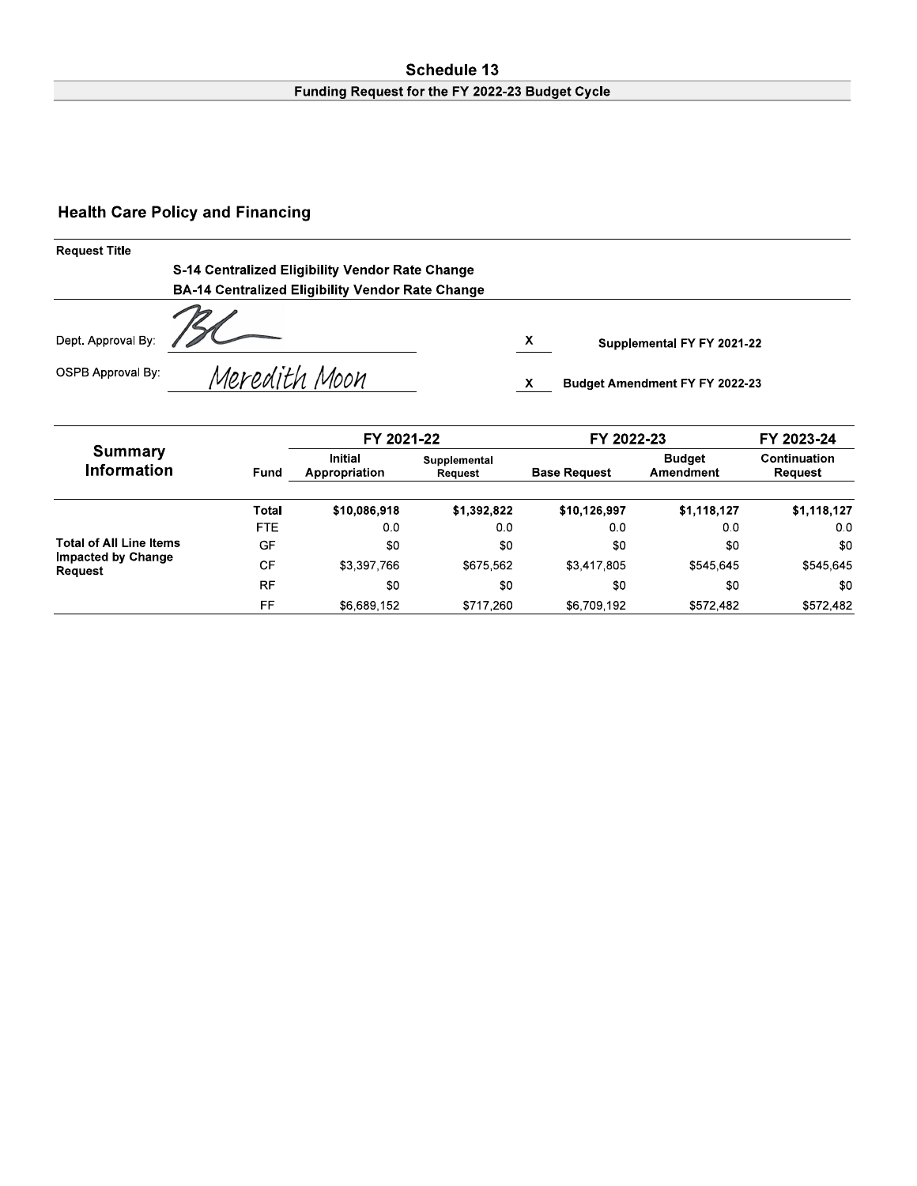# Schedule 13

## Funding Request for the FY 2022-23 Budget Cycle

## Health Care Policy and Financing

**Request Title**

**S-14 Centralized Eligibility Vendor Rate Change**
**BA-14 Centralized Eligibility Vendor Rate Change**

Dept. Approval By: BL

OSPB Approval By: Meredith Moon

X Supplemental FY FY 2021-22

X Budget Amendment FY FY 2022-23

| Summary Information | Fund | FY 2021-22 | | FY 2022-23 | | FY 2023-24 |
|---|---|---|---|---|---|---|
| | | Initial Appropriation | Supplemental Request | Base Request | Budget Amendment | Continuation Request |
| Total of All Line Items Impacted by Change Request | **Total** | **$10,086,918** | **$1,392,822** | **$10,126,997** | **$1,118,127** | **$1,118,127** |
| | FTE | 0.0 | 0.0 | 0.0 | 0.0 | 0.0 |
| | GF | $0 | $0 | $0 | $0 | $0 |
| | CF | $3,397,766 | $675,562 | $3,417,805 | $545,645 | $545,645 |
| | RF | $0 | $0 | $0 | $0 | $0 |
| | FF | $6,689,152 | $717,260 | $6,709,192 | $572,482 | $572,482 |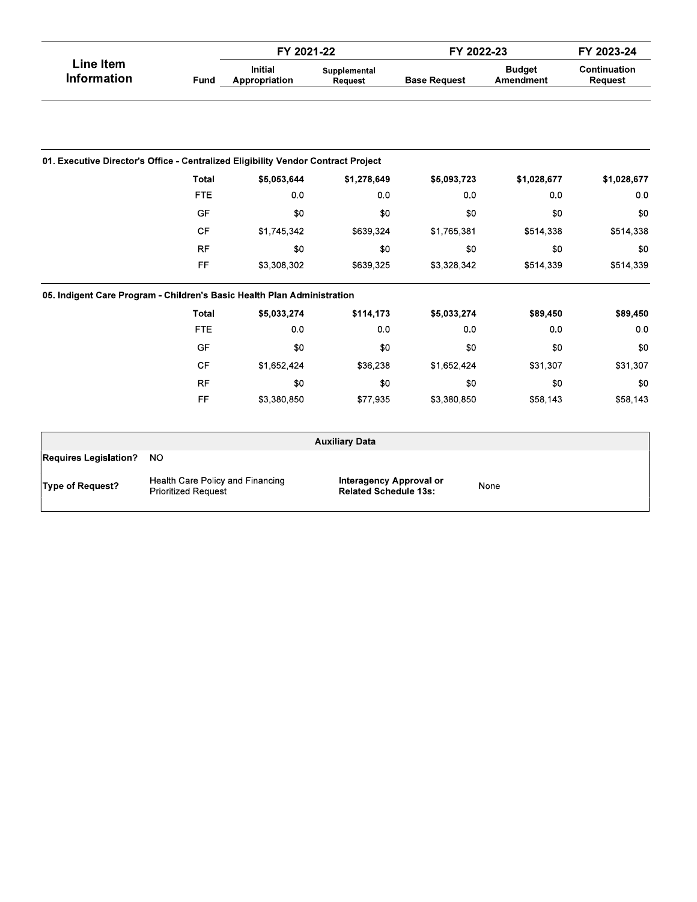| Line Item Information | Fund | FY 2021-22 | | FY 2022-23 | | FY 2023-24 |
|---|---|---|---|---|---|---|
| | | Initial Appropriation | Supplemental Request | Base Request | Budget Amendment | Continuation Request |
| **01. Executive Director's Office - Centralized Eligibility Vendor Contract Project** | | | | | | |
| | **Total** | **$5,053,644** | **$1,278,649** | **$5,093,723** | **$1,028,677** | **$1,028,677** |
| | FTE | 0.0 | 0.0 | 0.0 | 0.0 | 0.0 |
| | GF | $0 | $0 | $0 | $0 | $0 |
| | CF | $1,745,342 | $639,324 | $1,765,381 | $514,338 | $514,338 |
| | RF | $0 | $0 | $0 | $0 | $0 |
| | FF | $3,308,302 | $639,325 | $3,328,342 | $514,339 | $514,339 |
| **05. Indigent Care Program - Children's Basic Health Plan Administration** | | | | | | |
| | **Total** | **$5,033,274** | **$114,173** | **$5,033,274** | **$89,450** | **$89,450** |
| | FTE | 0.0 | 0.0 | 0.0 | 0.0 | 0.0 |
| | GF | $0 | $0 | $0 | $0 | $0 |
| | CF | $1,652,424 | $36,238 | $1,652,424 | $31,307 | $31,307 |
| | RF | $0 | $0 | $0 | $0 | $0 |
| | FF | $3,380,850 | $77,935 | $3,380,850 | $58,143 | $58,143 |

| Auxiliary Data | | | |
|---|---|---|---|
| **Requires Legislation?** | NO | | |
| **Type of Request?** | Health Care Policy and Financing Prioritized Request | **Interagency Approval or Related Schedule 13s:** | None |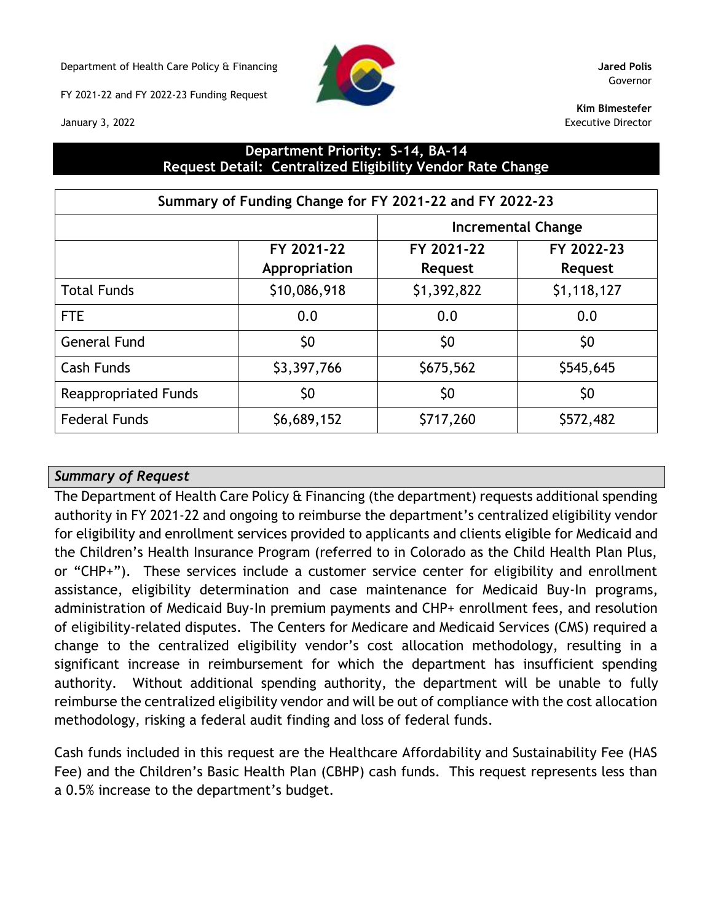Department of Health Care Policy & Financing

FY 2021-22 and FY 2022-23 Funding Request

January 3, 2022

**Jared Polis**
Governor

**Kim Bimestefer**
Executive Director

## Department Priority: S-14, BA-14
## Request Detail: Centralized Eligibility Vendor Rate Change

| Summary of Funding Change for FY 2021-22 and FY 2022-23 | | | |
|---|---|---|---|
| | | Incremental Change | |
| | FY 2021-22 Appropriation | FY 2021-22 Request | FY 2022-23 Request |
| Total Funds | $10,086,918 | $1,392,822 | $1,118,127 |
| FTE | 0.0 | 0.0 | 0.0 |
| General Fund | $0 | $0 | $0 |
| Cash Funds | $3,397,766 | $675,562 | $545,645 |
| Reappropriated Funds | $0 | $0 | $0 |
| Federal Funds | $6,689,152 | $717,260 | $572,482 |

### *Summary of Request*

The Department of Health Care Policy & Financing (the department) requests additional spending authority in FY 2021-22 and ongoing to reimburse the department's centralized eligibility vendor for eligibility and enrollment services provided to applicants and clients eligible for Medicaid and the Children's Health Insurance Program (referred to in Colorado as the Child Health Plan Plus, or "CHP+"). These services include a customer service center for eligibility and enrollment assistance, eligibility determination and case maintenance for Medicaid Buy-In programs, administration of Medicaid Buy-In premium payments and CHP+ enrollment fees, and resolution of eligibility-related disputes. The Centers for Medicare and Medicaid Services (CMS) required a change to the centralized eligibility vendor's cost allocation methodology, resulting in a significant increase in reimbursement for which the department has insufficient spending authority. Without additional spending authority, the department will be unable to fully reimburse the centralized eligibility vendor and will be out of compliance with the cost allocation methodology, risking a federal audit finding and loss of federal funds.

Cash funds included in this request are the Healthcare Affordability and Sustainability Fee (HAS Fee) and the Children's Basic Health Plan (CBHP) cash funds. This request represents less than a 0.5% increase to the department's budget.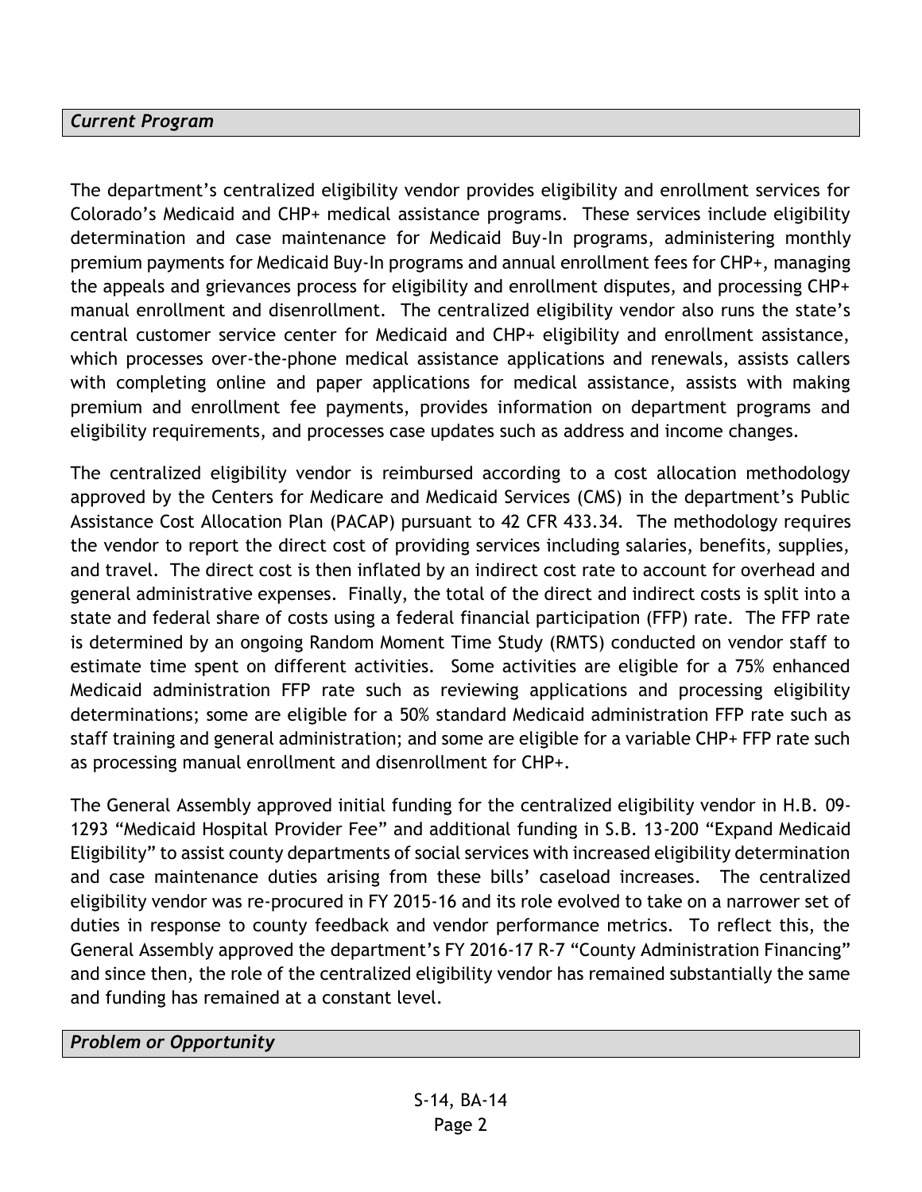### *Current Program*

The department's centralized eligibility vendor provides eligibility and enrollment services for Colorado's Medicaid and CHP+ medical assistance programs. These services include eligibility determination and case maintenance for Medicaid Buy-In programs, administering monthly premium payments for Medicaid Buy-In programs and annual enrollment fees for CHP+, managing the appeals and grievances process for eligibility and enrollment disputes, and processing CHP+ manual enrollment and disenrollment. The centralized eligibility vendor also runs the state's central customer service center for Medicaid and CHP+ eligibility and enrollment assistance, which processes over-the-phone medical assistance applications and renewals, assists callers with completing online and paper applications for medical assistance, assists with making premium and enrollment fee payments, provides information on department programs and eligibility requirements, and processes case updates such as address and income changes.

The centralized eligibility vendor is reimbursed according to a cost allocation methodology approved by the Centers for Medicare and Medicaid Services (CMS) in the department's Public Assistance Cost Allocation Plan (PACAP) pursuant to 42 CFR 433.34. The methodology requires the vendor to report the direct cost of providing services including salaries, benefits, supplies, and travel. The direct cost is then inflated by an indirect cost rate to account for overhead and general administrative expenses. Finally, the total of the direct and indirect costs is split into a state and federal share of costs using a federal financial participation (FFP) rate. The FFP rate is determined by an ongoing Random Moment Time Study (RMTS) conducted on vendor staff to estimate time spent on different activities. Some activities are eligible for a 75% enhanced Medicaid administration FFP rate such as reviewing applications and processing eligibility determinations; some are eligible for a 50% standard Medicaid administration FFP rate such as staff training and general administration; and some are eligible for a variable CHP+ FFP rate such as processing manual enrollment and disenrollment for CHP+.

The General Assembly approved initial funding for the centralized eligibility vendor in H.B. 09-1293 "Medicaid Hospital Provider Fee" and additional funding in S.B. 13-200 "Expand Medicaid Eligibility" to assist county departments of social services with increased eligibility determination and case maintenance duties arising from these bills' caseload increases. The centralized eligibility vendor was re-procured in FY 2015-16 and its role evolved to take on a narrower set of duties in response to county feedback and vendor performance metrics. To reflect this, the General Assembly approved the department's FY 2016-17 R-7 "County Administration Financing" and since then, the role of the centralized eligibility vendor has remained substantially the same and funding has remained at a constant level.

### *Problem or Opportunity*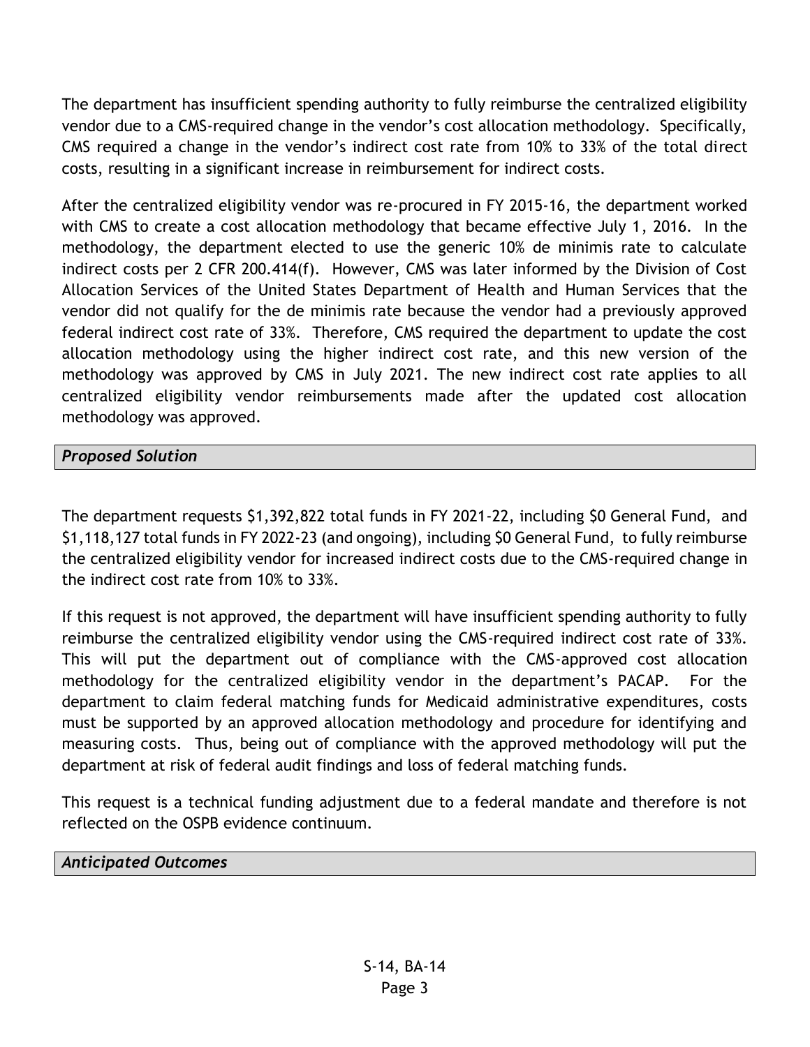The department has insufficient spending authority to fully reimburse the centralized eligibility vendor due to a CMS-required change in the vendor's cost allocation methodology. Specifically, CMS required a change in the vendor's indirect cost rate from 10% to 33% of the total direct costs, resulting in a significant increase in reimbursement for indirect costs.

After the centralized eligibility vendor was re-procured in FY 2015-16, the department worked with CMS to create a cost allocation methodology that became effective July 1, 2016. In the methodology, the department elected to use the generic 10% de minimis rate to calculate indirect costs per 2 CFR 200.414(f). However, CMS was later informed by the Division of Cost Allocation Services of the United States Department of Health and Human Services that the vendor did not qualify for the de minimis rate because the vendor had a previously approved federal indirect cost rate of 33%. Therefore, CMS required the department to update the cost allocation methodology using the higher indirect cost rate, and this new version of the methodology was approved by CMS in July 2021. The new indirect cost rate applies to all centralized eligibility vendor reimbursements made after the updated cost allocation methodology was approved.

### *Proposed Solution*

The department requests $1,392,822 total funds in FY 2021-22, including $0 General Fund, and $1,118,127 total funds in FY 2022-23 (and ongoing), including $0 General Fund, to fully reimburse the centralized eligibility vendor for increased indirect costs due to the CMS-required change in the indirect cost rate from 10% to 33%.

If this request is not approved, the department will have insufficient spending authority to fully reimburse the centralized eligibility vendor using the CMS-required indirect cost rate of 33%. This will put the department out of compliance with the CMS-approved cost allocation methodology for the centralized eligibility vendor in the department's PACAP. For the department to claim federal matching funds for Medicaid administrative expenditures, costs must be supported by an approved allocation methodology and procedure for identifying and measuring costs. Thus, being out of compliance with the approved methodology will put the department at risk of federal audit findings and loss of federal matching funds.

This request is a technical funding adjustment due to a federal mandate and therefore is not reflected on the OSPB evidence continuum.

### *Anticipated Outcomes*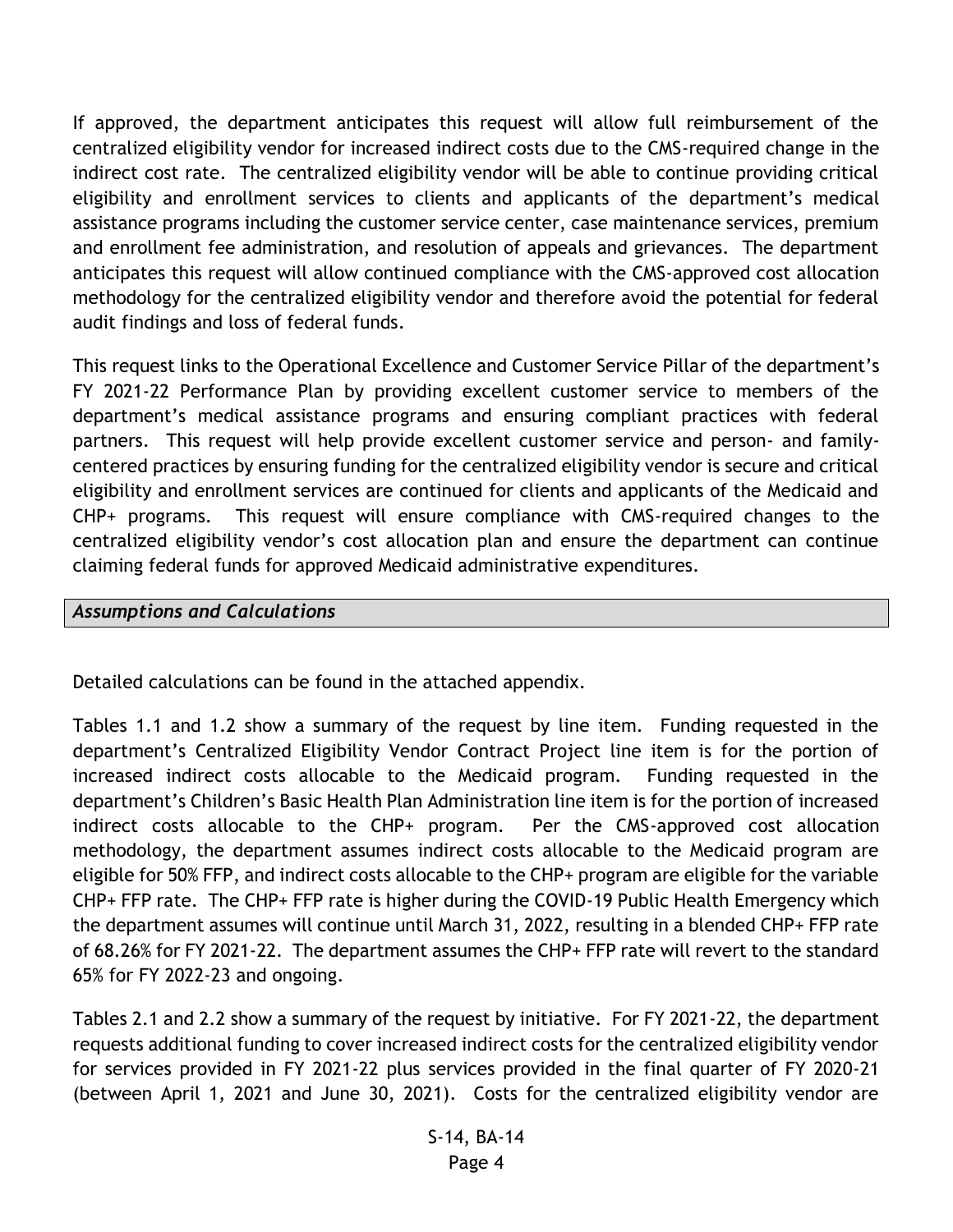If approved, the department anticipates this request will allow full reimbursement of the centralized eligibility vendor for increased indirect costs due to the CMS-required change in the indirect cost rate. The centralized eligibility vendor will be able to continue providing critical eligibility and enrollment services to clients and applicants of the department's medical assistance programs including the customer service center, case maintenance services, premium and enrollment fee administration, and resolution of appeals and grievances. The department anticipates this request will allow continued compliance with the CMS-approved cost allocation methodology for the centralized eligibility vendor and therefore avoid the potential for federal audit findings and loss of federal funds.

This request links to the Operational Excellence and Customer Service Pillar of the department's FY 2021-22 Performance Plan by providing excellent customer service to members of the department's medical assistance programs and ensuring compliant practices with federal partners. This request will help provide excellent customer service and person- and family-centered practices by ensuring funding for the centralized eligibility vendor is secure and critical eligibility and enrollment services are continued for clients and applicants of the Medicaid and CHP+ programs. This request will ensure compliance with CMS-required changes to the centralized eligibility vendor's cost allocation plan and ensure the department can continue claiming federal funds for approved Medicaid administrative expenditures.

### *Assumptions and Calculations*

Detailed calculations can be found in the attached appendix.

Tables 1.1 and 1.2 show a summary of the request by line item. Funding requested in the department's Centralized Eligibility Vendor Contract Project line item is for the portion of increased indirect costs allocable to the Medicaid program. Funding requested in the department's Children's Basic Health Plan Administration line item is for the portion of increased indirect costs allocable to the CHP+ program. Per the CMS-approved cost allocation methodology, the department assumes indirect costs allocable to the Medicaid program are eligible for 50% FFP, and indirect costs allocable to the CHP+ program are eligible for the variable CHP+ FFP rate. The CHP+ FFP rate is higher during the COVID-19 Public Health Emergency which the department assumes will continue until March 31, 2022, resulting in a blended CHP+ FFP rate of 68.26% for FY 2021-22. The department assumes the CHP+ FFP rate will revert to the standard 65% for FY 2022-23 and ongoing.

Tables 2.1 and 2.2 show a summary of the request by initiative. For FY 2021-22, the department requests additional funding to cover increased indirect costs for the centralized eligibility vendor for services provided in FY 2021-22 plus services provided in the final quarter of FY 2020-21 (between April 1, 2021 and June 30, 2021). Costs for the centralized eligibility vendor are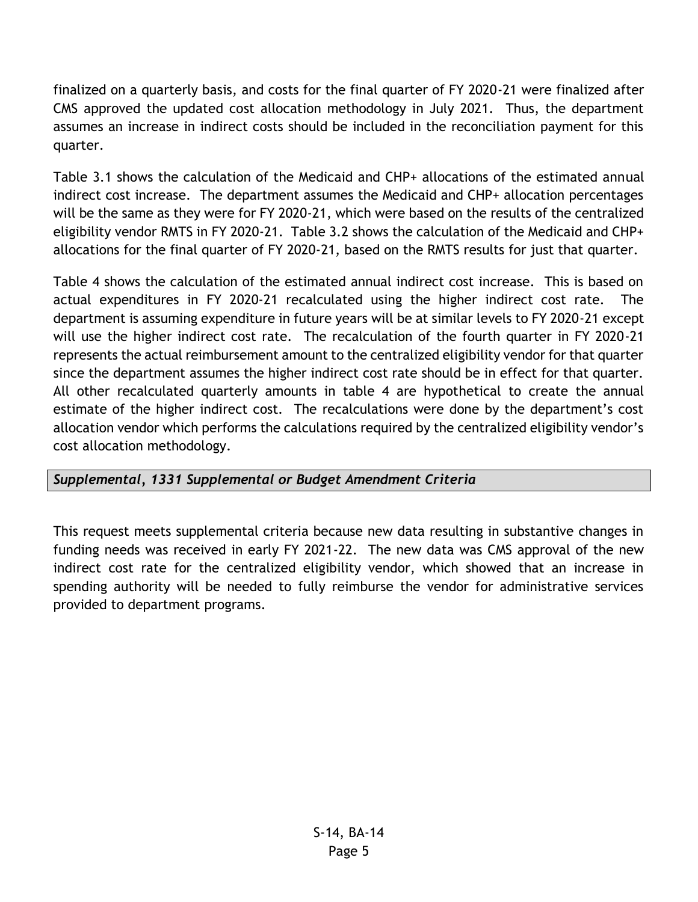finalized on a quarterly basis, and costs for the final quarter of FY 2020-21 were finalized after CMS approved the updated cost allocation methodology in July 2021. Thus, the department assumes an increase in indirect costs should be included in the reconciliation payment for this quarter.

Table 3.1 shows the calculation of the Medicaid and CHP+ allocations of the estimated annual indirect cost increase. The department assumes the Medicaid and CHP+ allocation percentages will be the same as they were for FY 2020-21, which were based on the results of the centralized eligibility vendor RMTS in FY 2020-21. Table 3.2 shows the calculation of the Medicaid and CHP+ allocations for the final quarter of FY 2020-21, based on the RMTS results for just that quarter.

Table 4 shows the calculation of the estimated annual indirect cost increase. This is based on actual expenditures in FY 2020-21 recalculated using the higher indirect cost rate. The department is assuming expenditure in future years will be at similar levels to FY 2020-21 except will use the higher indirect cost rate. The recalculation of the fourth quarter in FY 2020-21 represents the actual reimbursement amount to the centralized eligibility vendor for that quarter since the department assumes the higher indirect cost rate should be in effect for that quarter. All other recalculated quarterly amounts in table 4 are hypothetical to create the annual estimate of the higher indirect cost. The recalculations were done by the department's cost allocation vendor which performs the calculations required by the centralized eligibility vendor's cost allocation methodology.

### *Supplemental, 1331 Supplemental or Budget Amendment Criteria*

This request meets supplemental criteria because new data resulting in substantive changes in funding needs was received in early FY 2021-22. The new data was CMS approval of the new indirect cost rate for the centralized eligibility vendor, which showed that an increase in spending authority will be needed to fully reimburse the vendor for administrative services provided to department programs.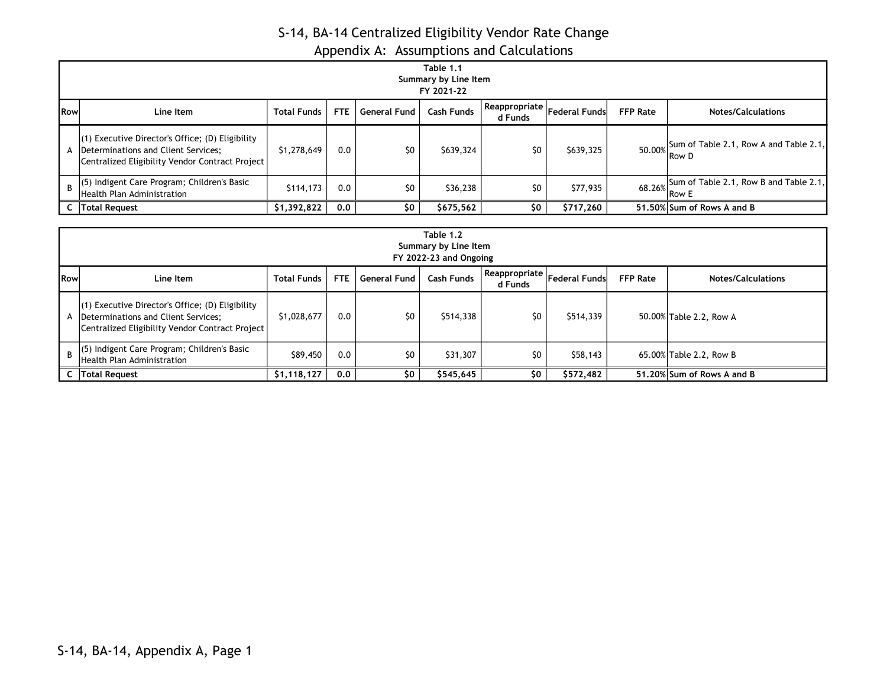# S-14, BA-14 Centralized Eligibility Vendor Rate Change

## Appendix A: Assumptions and Calculations

**Table 1.1**
**Summary by Line Item**
**FY 2021-22**

| Row | Line Item | Total Funds | FTE | General Fund | Cash Funds | Reappropriated Funds | Federal Funds | FFP Rate | Notes/Calculations |
|---|---|---|---|---|---|---|---|---|---|
| A | (1) Executive Director's Office; (D) Eligibility Determinations and Client Services; Centralized Eligibility Vendor Contract Project | $1,278,649 | 0.0 | $0 | $639,324 | $0 | $639,325 | 50.00% | Sum of Table 2.1, Row A and Table 2.1, Row D |
| B | (5) Indigent Care Program; Children's Basic Health Plan Administration | $114,173 | 0.0 | $0 | $36,238 | $0 | $77,935 | 68.26% | Sum of Table 2.1, Row B and Table 2.1, Row E |
| C | **Total Request** | **$1,392,822** | **0.0** | **$0** | **$675,562** | **$0** | **$717,260** | **51.50%** | **Sum of Rows A and B** |

**Table 1.2**
**Summary by Line Item**
**FY 2022-23 and Ongoing**

| Row | Line Item | Total Funds | FTE | General Fund | Cash Funds | Reappropriated Funds | Federal Funds | FFP Rate | Notes/Calculations |
|---|---|---|---|---|---|---|---|---|---|
| A | (1) Executive Director's Office; (D) Eligibility Determinations and Client Services; Centralized Eligibility Vendor Contract Project | $1,028,677 | 0.0 | $0 | $514,338 | $0 | $514,339 | 50.00% | Table 2.2, Row A |
| B | (5) Indigent Care Program; Children's Basic Health Plan Administration | $89,450 | 0.0 | $0 | $31,307 | $0 | $58,143 | 65.00% | Table 2.2, Row B |
| C | **Total Request** | **$1,118,127** | **0.0** | **$0** | **$545,645** | **$0** | **$572,482** | **51.20%** | **Sum of Rows A and B** |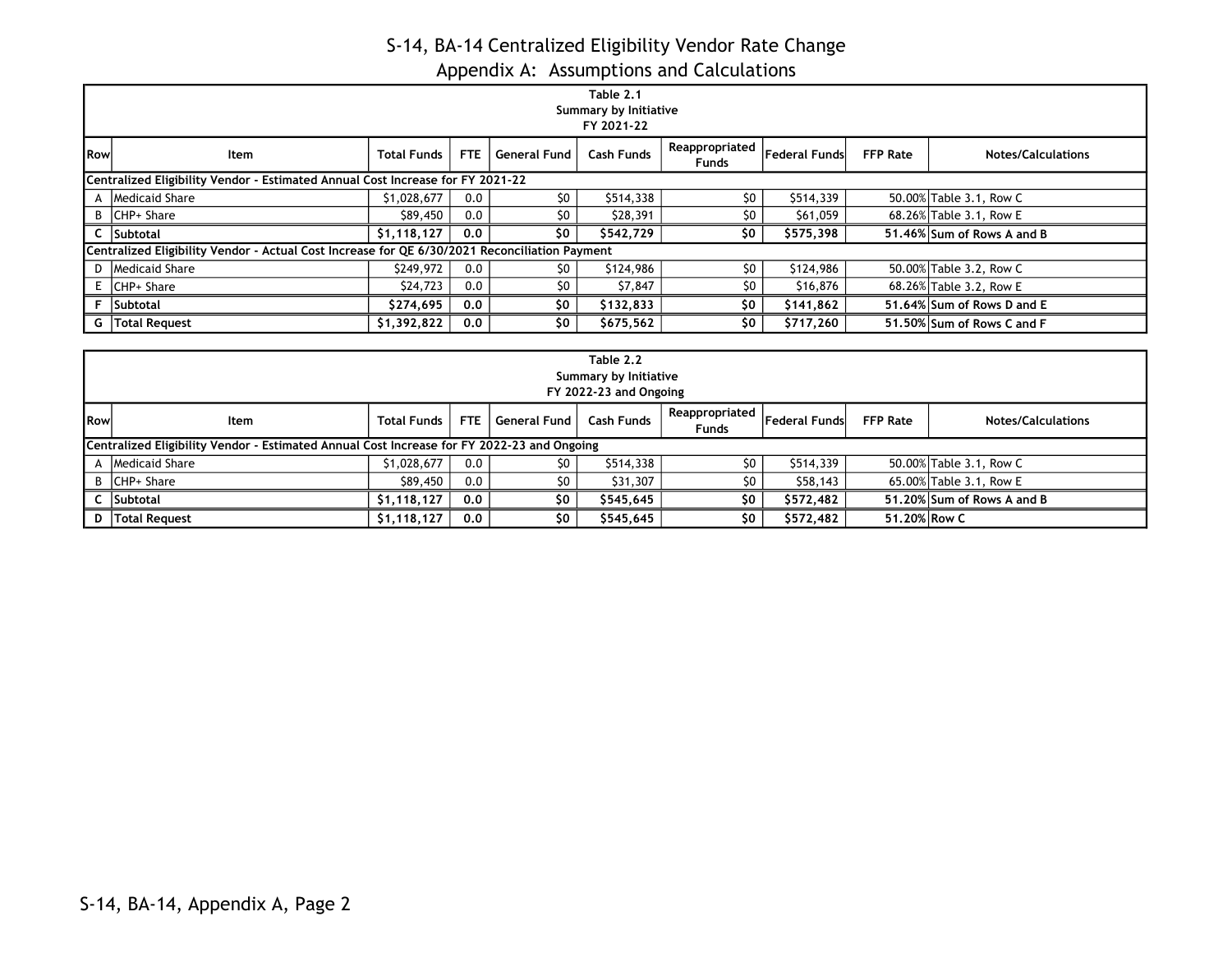# S-14, BA-14 Centralized Eligibility Vendor Rate Change

## Appendix A: Assumptions and Calculations

| Table 2.1<br>Summary by Initiative<br>FY 2021-22 | | | | | | | | | |
|---|---|---|---|---|---|---|---|---|---|
| **Row** | **Item** | **Total Funds** | **FTE** | **General Fund** | **Cash Funds** | **Reappropriated Funds** | **Federal Funds** | **FFP Rate** | **Notes/Calculations** |
| **Centralized Eligibility Vendor - Estimated Annual Cost Increase for FY 2021-22** | | | | | | | | | |
| A | Medicaid Share | $1,028,677 | 0.0 | $0 | $514,338 | $0 | $514,339 | 50.00% | Table 3.1, Row C |
| B | CHP+ Share | $89,450 | 0.0 | $0 | $28,391 | $0 | $61,059 | 68.26% | Table 3.1, Row E |
| **C** | **Subtotal** | **$1,118,127** | **0.0** | **$0** | **$542,729** | **$0** | **$575,398** | **51.46%** | **Sum of Rows A and B** |
| **Centralized Eligibility Vendor - Actual Cost Increase for QE 6/30/2021 Reconciliation Payment** | | | | | | | | | |
| D | Medicaid Share | $249,972 | 0.0 | $0 | $124,986 | $0 | $124,986 | 50.00% | Table 3.2, Row C |
| E | CHP+ Share | $24,723 | 0.0 | $0 | $7,847 | $0 | $16,876 | 68.26% | Table 3.2, Row E |
| **F** | **Subtotal** | **$274,695** | **0.0** | **$0** | **$132,833** | **$0** | **$141,862** | **51.64%** | **Sum of Rows D and E** |
| **G** | **Total Request** | **$1,392,822** | **0.0** | **$0** | **$675,562** | **$0** | **$717,260** | **51.50%** | **Sum of Rows C and F** |

| Table 2.2<br>Summary by Initiative<br>FY 2022-23 and Ongoing | | | | | | | | | |
|---|---|---|---|---|---|---|---|---|---|
| **Row** | **Item** | **Total Funds** | **FTE** | **General Fund** | **Cash Funds** | **Reappropriated Funds** | **Federal Funds** | **FFP Rate** | **Notes/Calculations** |
| **Centralized Eligibility Vendor - Estimated Annual Cost Increase for FY 2022-23 and Ongoing** | | | | | | | | | |
| A | Medicaid Share | $1,028,677 | 0.0 | $0 | $514,338 | $0 | $514,339 | 50.00% | Table 3.1, Row C |
| B | CHP+ Share | $89,450 | 0.0 | $0 | $31,307 | $0 | $58,143 | 65.00% | Table 3.1, Row E |
| **C** | **Subtotal** | **$1,118,127** | **0.0** | **$0** | **$545,645** | **$0** | **$572,482** | **51.20%** | **Sum of Rows A and B** |
| **D** | **Total Request** | **$1,118,127** | **0.0** | **$0** | **$545,645** | **$0** | **$572,482** | **51.20%** | **Row C** |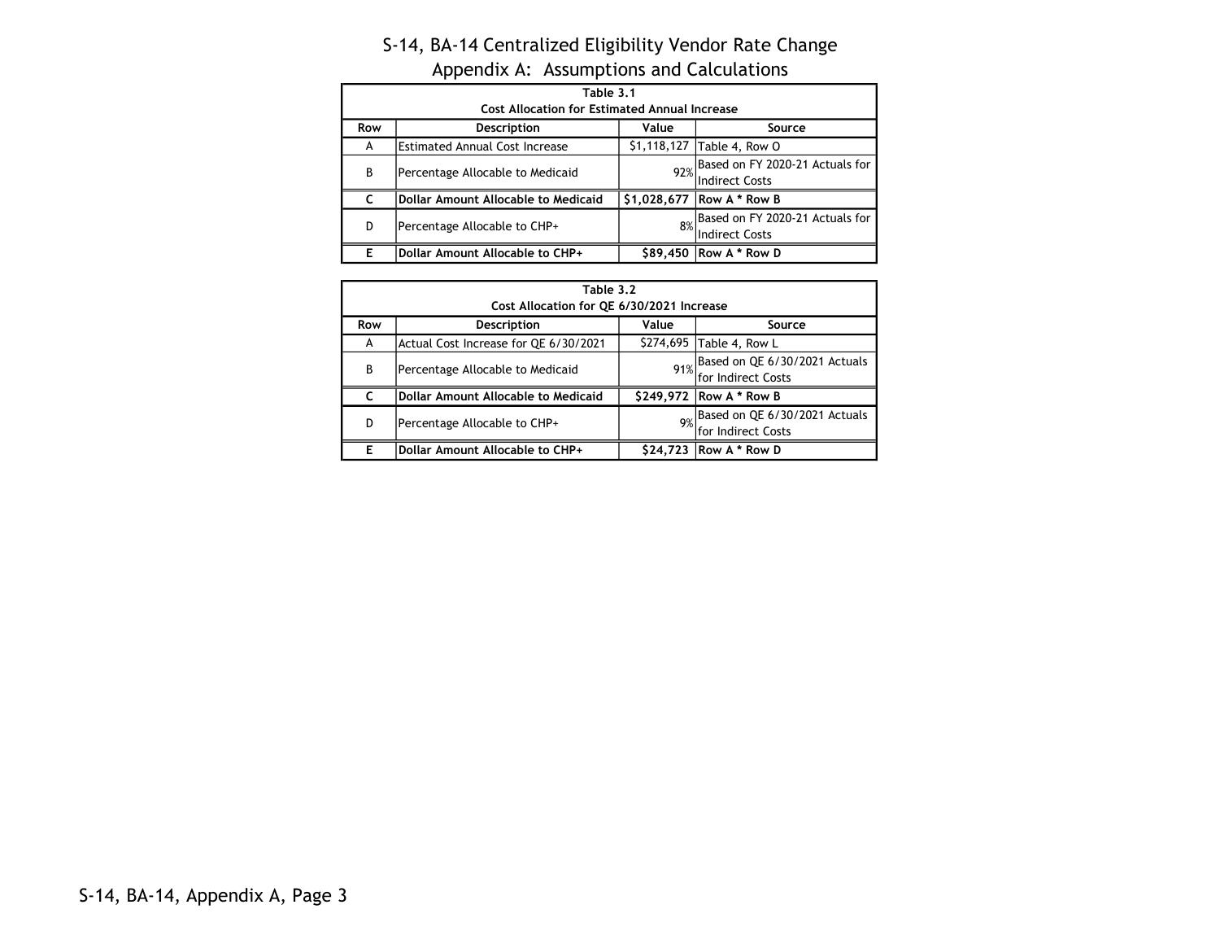# S-14, BA-14 Centralized Eligibility Vendor Rate Change

## Appendix A: Assumptions and Calculations

| Table 3.1 | | | |
|---|---|---|---|
| Cost Allocation for Estimated Annual Increase | | | |
| **Row** | **Description** | **Value** | **Source** |
| A | Estimated Annual Cost Increase | $1,118,127 | Table 4, Row O |
| B | Percentage Allocable to Medicaid | 92% | Based on FY 2020-21 Actuals for Indirect Costs |
| **C** | **Dollar Amount Allocable to Medicaid** | **$1,028,677** | **Row A * Row B** |
| D | Percentage Allocable to CHP+ | 8% | Based on FY 2020-21 Actuals for Indirect Costs |
| **E** | **Dollar Amount Allocable to CHP+** | **$89,450** | **Row A * Row D** |

| Table 3.2 | | | |
|---|---|---|---|
| Cost Allocation for QE 6/30/2021 Increase | | | |
| **Row** | **Description** | **Value** | **Source** |
| A | Actual Cost Increase for QE 6/30/2021 | $274,695 | Table 4, Row L |
| B | Percentage Allocable to Medicaid | 91% | Based on QE 6/30/2021 Actuals for Indirect Costs |
| **C** | **Dollar Amount Allocable to Medicaid** | **$249,972** | **Row A * Row B** |
| D | Percentage Allocable to CHP+ | 9% | Based on QE 6/30/2021 Actuals for Indirect Costs |
| **E** | **Dollar Amount Allocable to CHP+** | **$24,723** | **Row A * Row D** |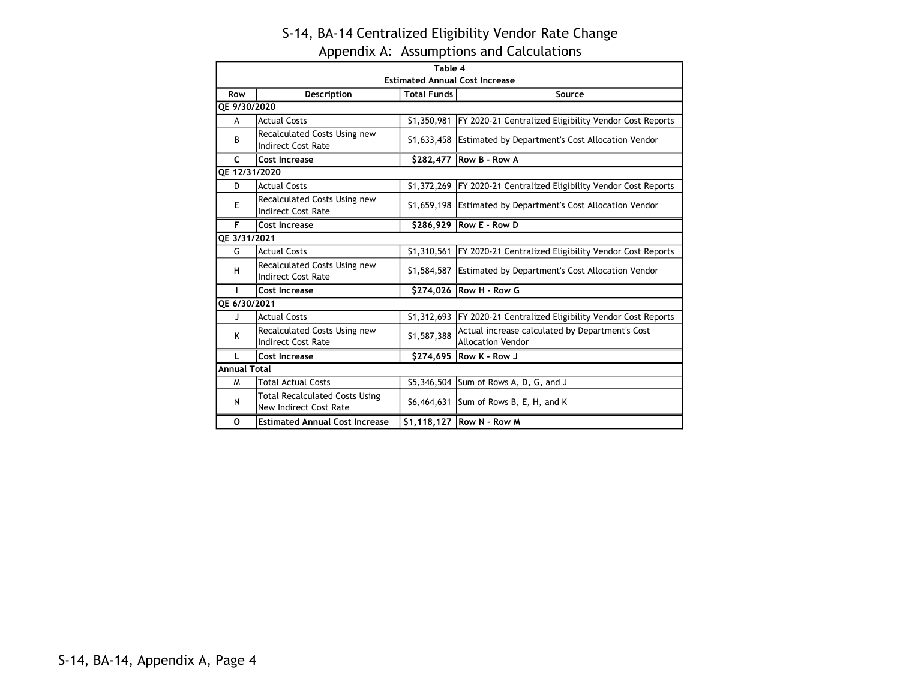# S-14, BA-14 Centralized Eligibility Vendor Rate Change
## Appendix A: Assumptions and Calculations

| Table 4<br>Estimated Annual Cost Increase | | | |
|---|---|---|---|
| **Row** | **Description** | **Total Funds** | **Source** |
| **QE 9/30/2020** | | | |
| A | Actual Costs | $1,350,981 | FY 2020-21 Centralized Eligibility Vendor Cost Reports |
| B | Recalculated Costs Using new Indirect Cost Rate | $1,633,458 | Estimated by Department's Cost Allocation Vendor |
| **C** | **Cost Increase** | **$282,477** | **Row B - Row A** |
| **QE 12/31/2020** | | | |
| D | Actual Costs | $1,372,269 | FY 2020-21 Centralized Eligibility Vendor Cost Reports |
| E | Recalculated Costs Using new Indirect Cost Rate | $1,659,198 | Estimated by Department's Cost Allocation Vendor |
| **F** | **Cost Increase** | **$286,929** | **Row E - Row D** |
| **QE 3/31/2021** | | | |
| G | Actual Costs | $1,310,561 | FY 2020-21 Centralized Eligibility Vendor Cost Reports |
| H | Recalculated Costs Using new Indirect Cost Rate | $1,584,587 | Estimated by Department's Cost Allocation Vendor |
| **I** | **Cost Increase** | **$274,026** | **Row H - Row G** |
| **QE 6/30/2021** | | | |
| J | Actual Costs | $1,312,693 | FY 2020-21 Centralized Eligibility Vendor Cost Reports |
| K | Recalculated Costs Using new Indirect Cost Rate | $1,587,388 | Actual increase calculated by Department's Cost Allocation Vendor |
| **L** | **Cost Increase** | **$274,695** | **Row K - Row J** |
| **Annual Total** | | | |
| M | Total Actual Costs | $5,346,504 | Sum of Rows A, D, G, and J |
| N | Total Recalculated Costs Using New Indirect Cost Rate | $6,464,631 | Sum of Rows B, E, H, and K |
| **O** | **Estimated Annual Cost Increase** | **$1,118,127** | **Row N - Row M** |